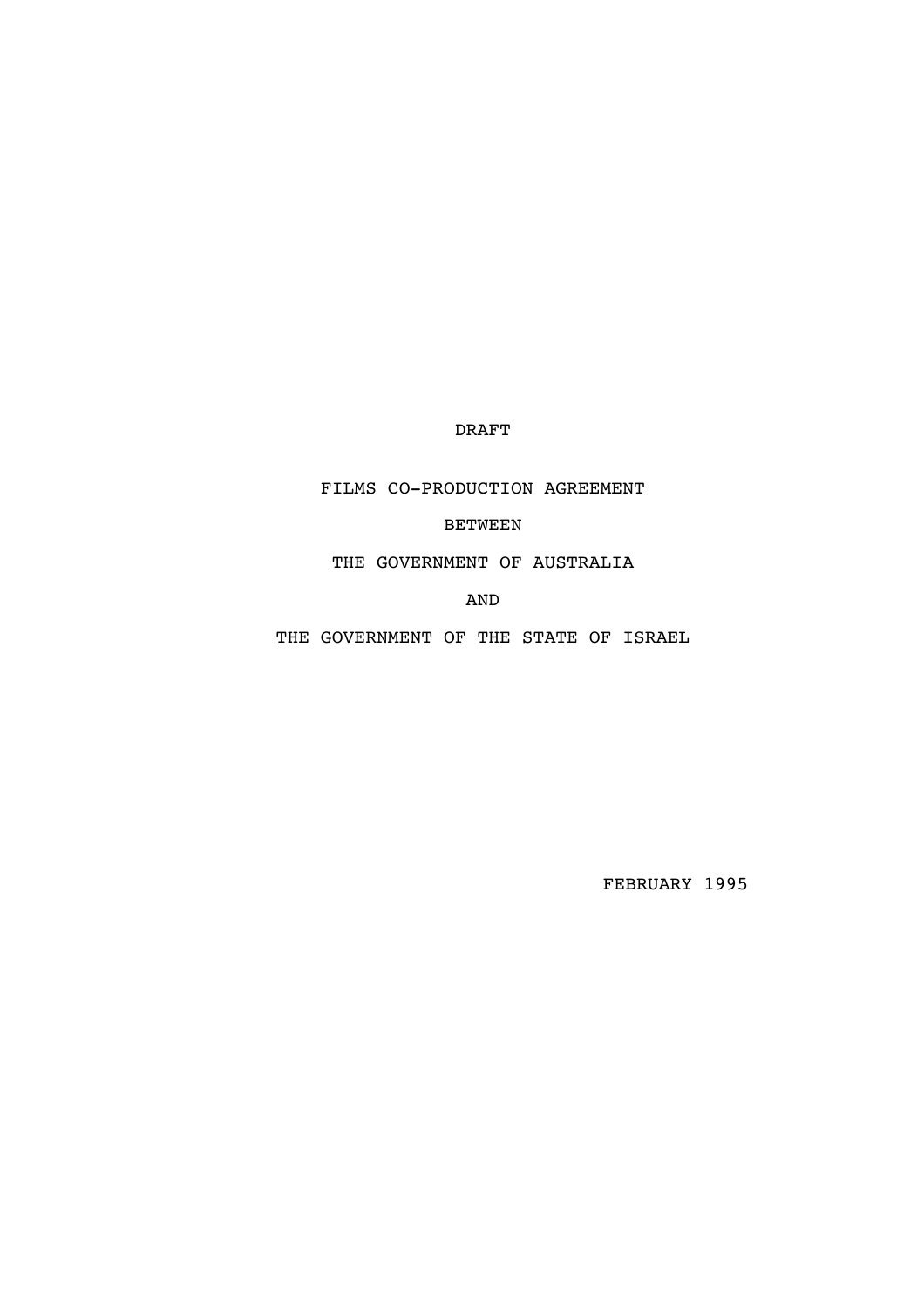DRAFT

# FILMS CO-PRODUCTION AGREEMENT

BETWEEN

THE GOVERNMENT OF AUSTRALIA

AND

THE GOVERNMENT OF THE STATE OF ISRAEL

FEBRUARY 1995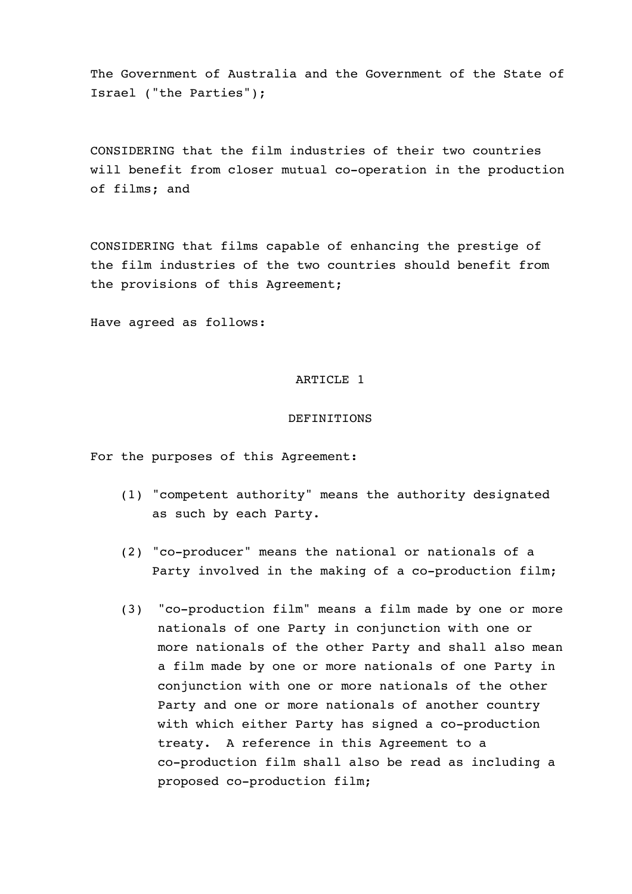The Government of Australia and the Government of the State of Israel ("the Parties");

CONSIDERING that the film industries of their two countries will benefit from closer mutual co-operation in the production of films; and

CONSIDERING that films capable of enhancing the prestige of the film industries of the two countries should benefit from the provisions of this Agreement;

Have agreed as follows:

## ARTICLE 1

## DEFINITIONS

For the purposes of this Agreement:

(1) "competent authority" means the authority designated as such by each Party.

(2) "co-producer" means the national or nationals of a Party involved in the making of a co-production film;

(3) "co-production film" means a film made by one or more nationals of one Party in conjunction with one or more nationals of the other Party and shall also mean a film made by one or more nationals of one Party in conjunction with one or more nationals of the other Party and one or more nationals of another country with which either Party has signed a co-production treaty. A reference in this Agreement to a co-production film shall also be read as including a proposed co-production film;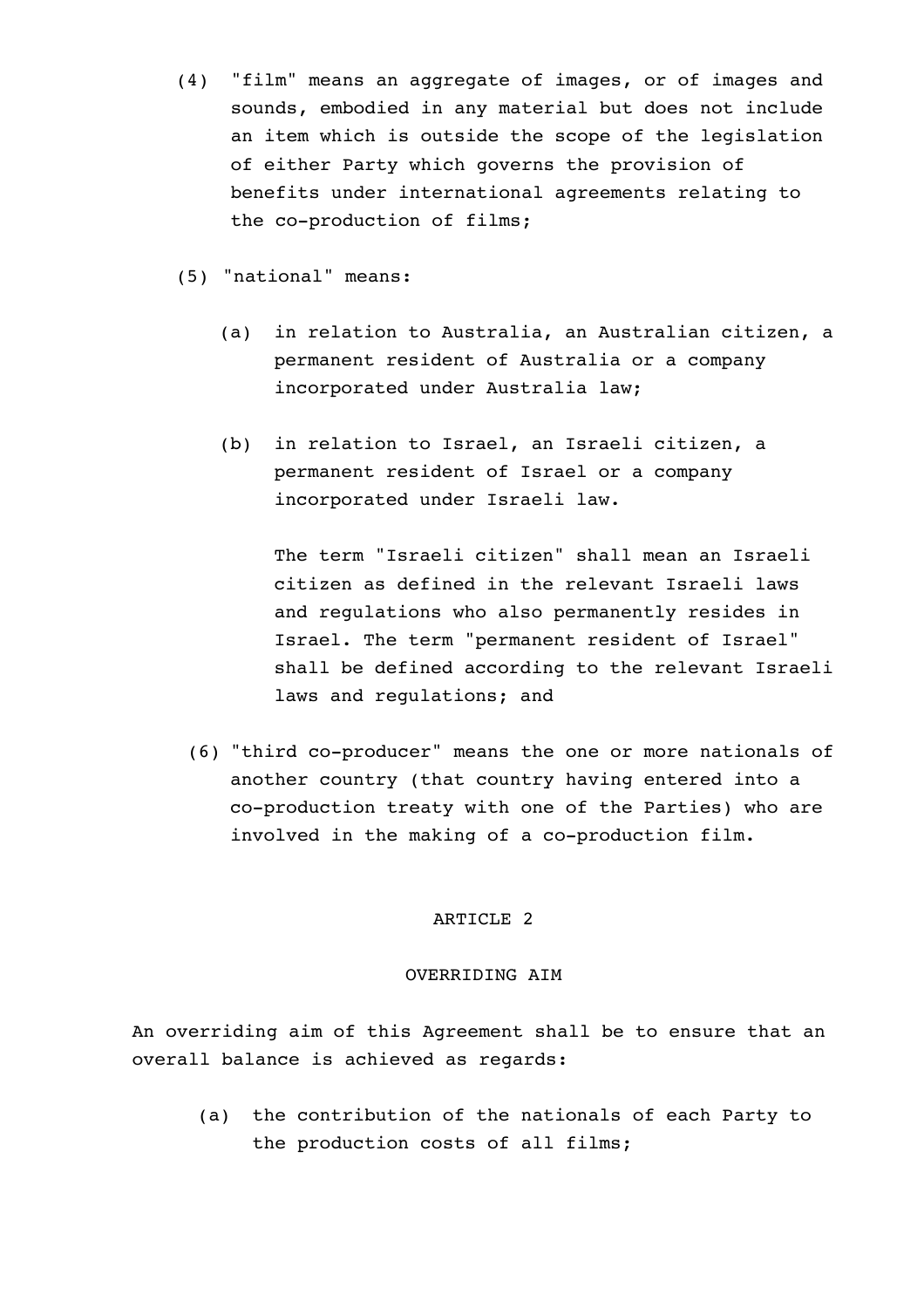(4) "film" means an aggregate of images, or of images and sounds, embodied in any material but does not include an item which is outside the scope of the legislation of either Party which governs the provision of benefits under international agreements relating to the co-production of films;

(5) "national" means:

  (a) in relation to Australia, an Australian citizen, a permanent resident of Australia or a company incorporated under Australia law;

  (b) in relation to Israel, an Israeli citizen, a permanent resident of Israel or a company incorporated under Israeli law.

  The term "Israeli citizen" shall mean an Israeli citizen as defined in the relevant Israeli laws and regulations who also permanently resides in Israel. The term "permanent resident of Israel" shall be defined according to the relevant Israeli laws and regulations; and

(6) "third co-producer" means the one or more nationals of another country (that country having entered into a co-production treaty with one of the Parties) who are involved in the making of a co-production film.

## ARTICLE 2

## OVERRIDING AIM

An overriding aim of this Agreement shall be to ensure that an overall balance is achieved as regards:

  (a) the contribution of the nationals of each Party to the production costs of all films;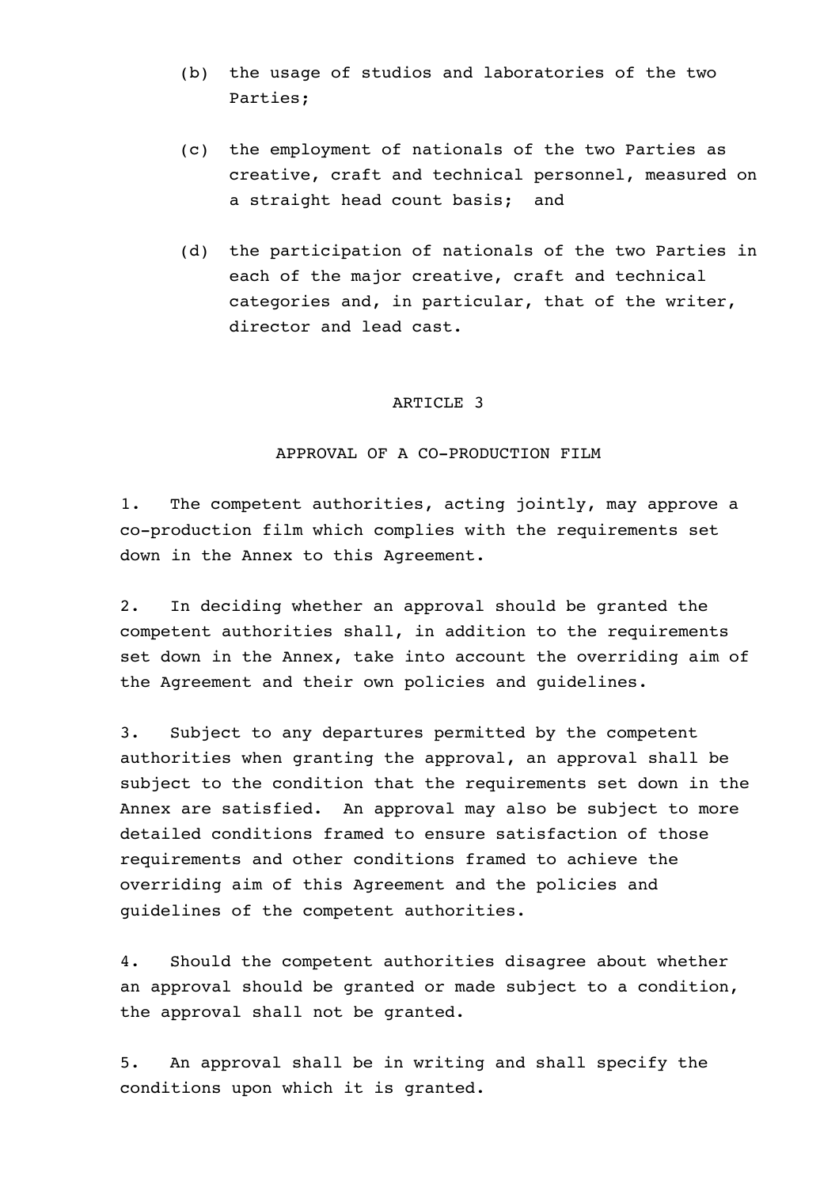(b) the usage of studios and laboratories of the two Parties;

(c) the employment of nationals of the two Parties as creative, craft and technical personnel, measured on a straight head count basis; and

(d) the participation of nationals of the two Parties in each of the major creative, craft and technical categories and, in particular, that of the writer, director and lead cast.

## ARTICLE 3

## APPROVAL OF A CO-PRODUCTION FILM

1. The competent authorities, acting jointly, may approve a co-production film which complies with the requirements set down in the Annex to this Agreement.

2. In deciding whether an approval should be granted the competent authorities shall, in addition to the requirements set down in the Annex, take into account the overriding aim of the Agreement and their own policies and guidelines.

3. Subject to any departures permitted by the competent authorities when granting the approval, an approval shall be subject to the condition that the requirements set down in the Annex are satisfied. An approval may also be subject to more detailed conditions framed to ensure satisfaction of those requirements and other conditions framed to achieve the overriding aim of this Agreement and the policies and guidelines of the competent authorities.

4. Should the competent authorities disagree about whether an approval should be granted or made subject to a condition, the approval shall not be granted.

5. An approval shall be in writing and shall specify the conditions upon which it is granted.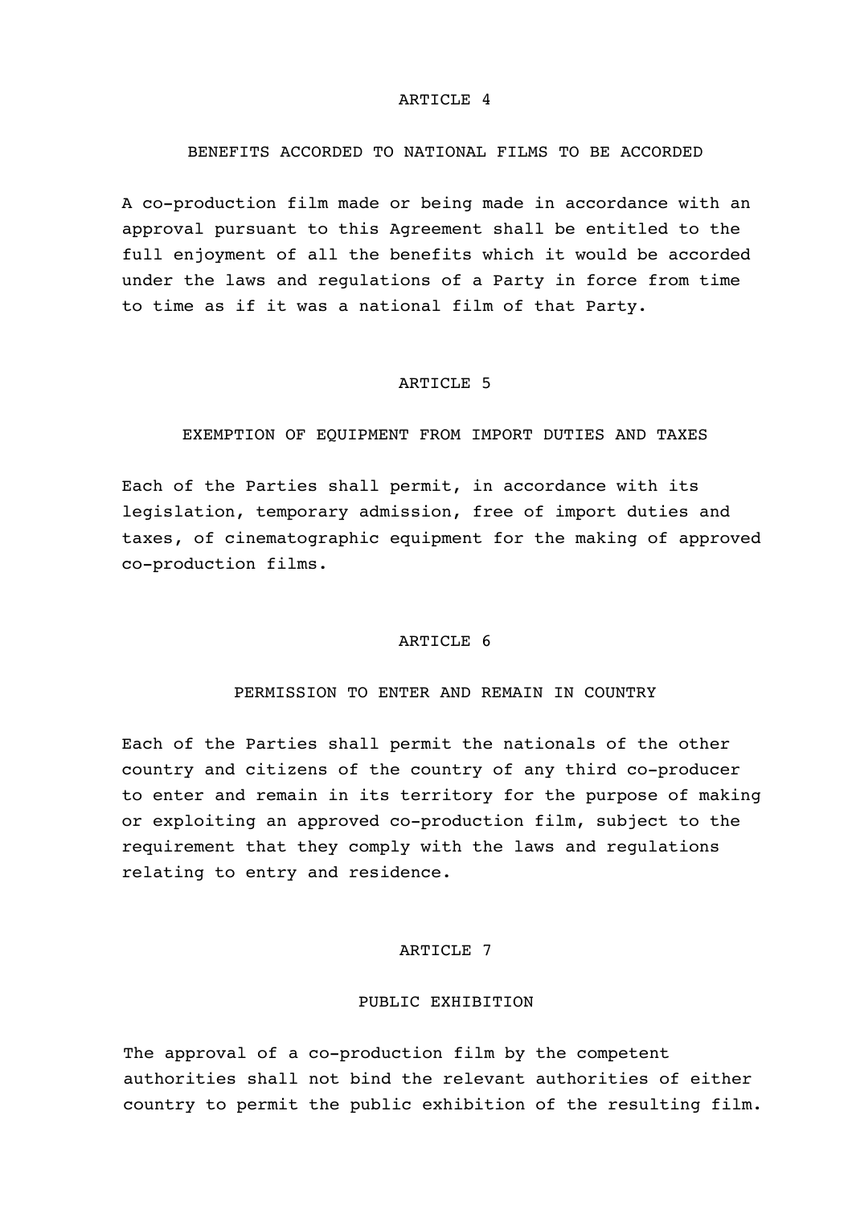## ARTICLE 4

### BENEFITS ACCORDED TO NATIONAL FILMS TO BE ACCORDED

A co-production film made or being made in accordance with an approval pursuant to this Agreement shall be entitled to the full enjoyment of all the benefits which it would be accorded under the laws and regulations of a Party in force from time to time as if it was a national film of that Party.

## ARTICLE 5

### EXEMPTION OF EQUIPMENT FROM IMPORT DUTIES AND TAXES

Each of the Parties shall permit, in accordance with its legislation, temporary admission, free of import duties and taxes, of cinematographic equipment for the making of approved co-production films.

## ARTICLE 6

### PERMISSION TO ENTER AND REMAIN IN COUNTRY

Each of the Parties shall permit the nationals of the other country and citizens of the country of any third co-producer to enter and remain in its territory for the purpose of making or exploiting an approved co-production film, subject to the requirement that they comply with the laws and regulations relating to entry and residence.

## ARTICLE 7

### PUBLIC EXHIBITION

The approval of a co-production film by the competent authorities shall not bind the relevant authorities of either country to permit the public exhibition of the resulting film.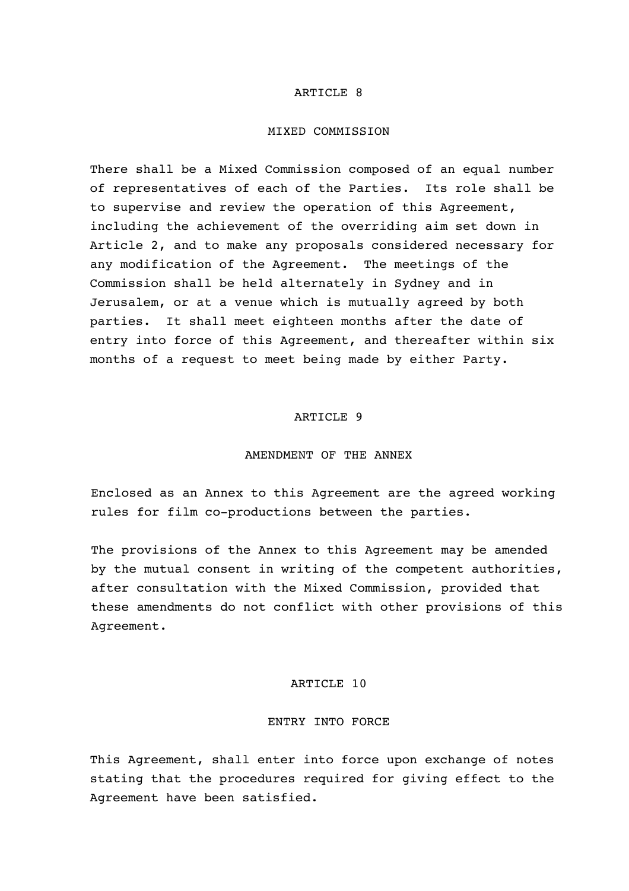## ARTICLE 8

### MIXED COMMISSION

There shall be a Mixed Commission composed of an equal number of representatives of each of the Parties. Its role shall be to supervise and review the operation of this Agreement, including the achievement of the overriding aim set down in Article 2, and to make any proposals considered necessary for any modification of the Agreement. The meetings of the Commission shall be held alternately in Sydney and in Jerusalem, or at a venue which is mutually agreed by both parties. It shall meet eighteen months after the date of entry into force of this Agreement, and thereafter within six months of a request to meet being made by either Party.

## ARTICLE 9

### AMENDMENT OF THE ANNEX

Enclosed as an Annex to this Agreement are the agreed working rules for film co-productions between the parties.

The provisions of the Annex to this Agreement may be amended by the mutual consent in writing of the competent authorities, after consultation with the Mixed Commission, provided that these amendments do not conflict with other provisions of this Agreement.

## ARTICLE 10

### ENTRY INTO FORCE

This Agreement, shall enter into force upon exchange of notes stating that the procedures required for giving effect to the Agreement have been satisfied.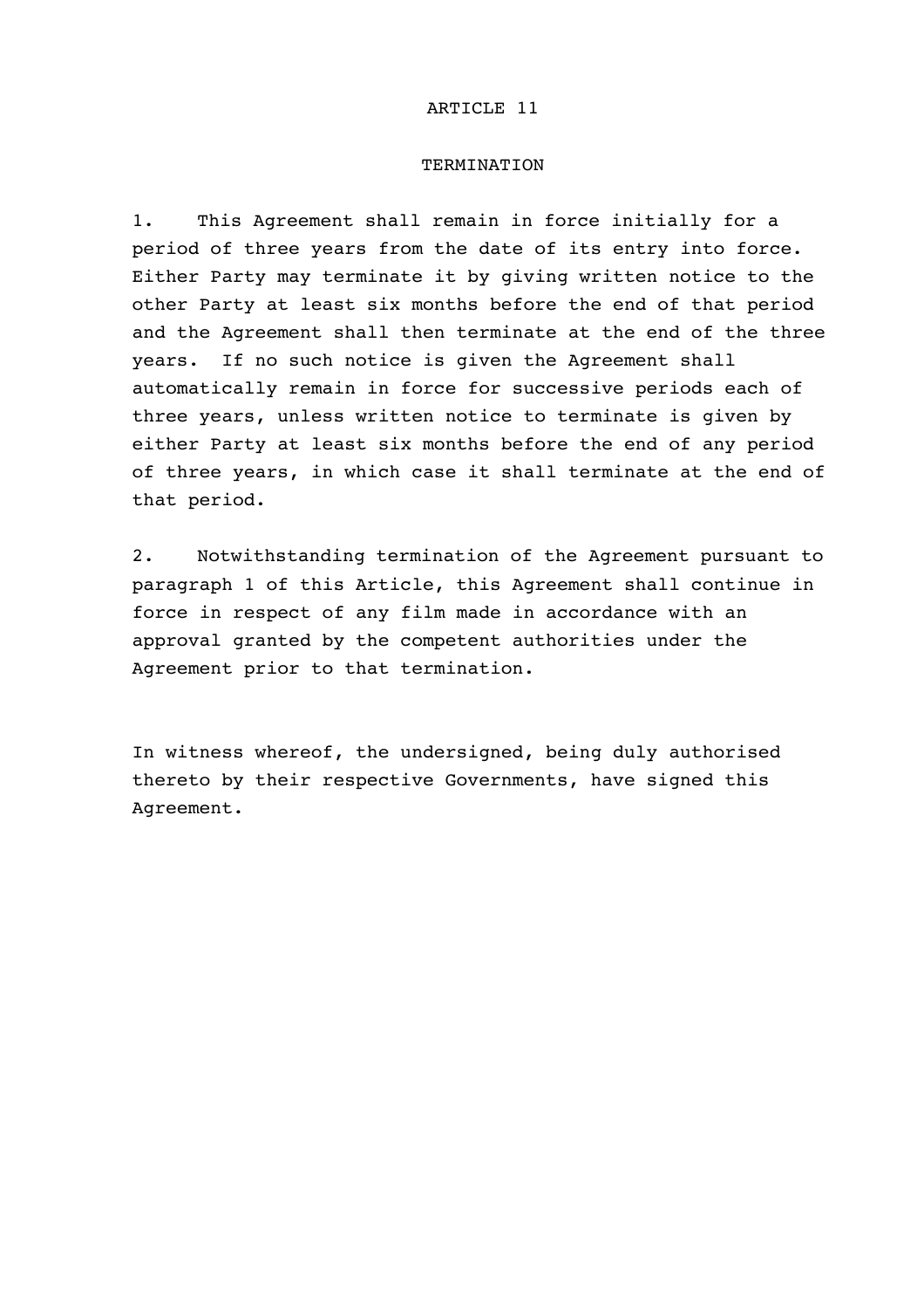## ARTICLE 11

### TERMINATION

1. This Agreement shall remain in force initially for a period of three years from the date of its entry into force. Either Party may terminate it by giving written notice to the other Party at least six months before the end of that period and the Agreement shall then terminate at the end of the three years. If no such notice is given the Agreement shall automatically remain in force for successive periods each of three years, unless written notice to terminate is given by either Party at least six months before the end of any period of three years, in which case it shall terminate at the end of that period.

2. Notwithstanding termination of the Agreement pursuant to paragraph 1 of this Article, this Agreement shall continue in force in respect of any film made in accordance with an approval granted by the competent authorities under the Agreement prior to that termination.

In witness whereof, the undersigned, being duly authorised thereto by their respective Governments, have signed this Agreement.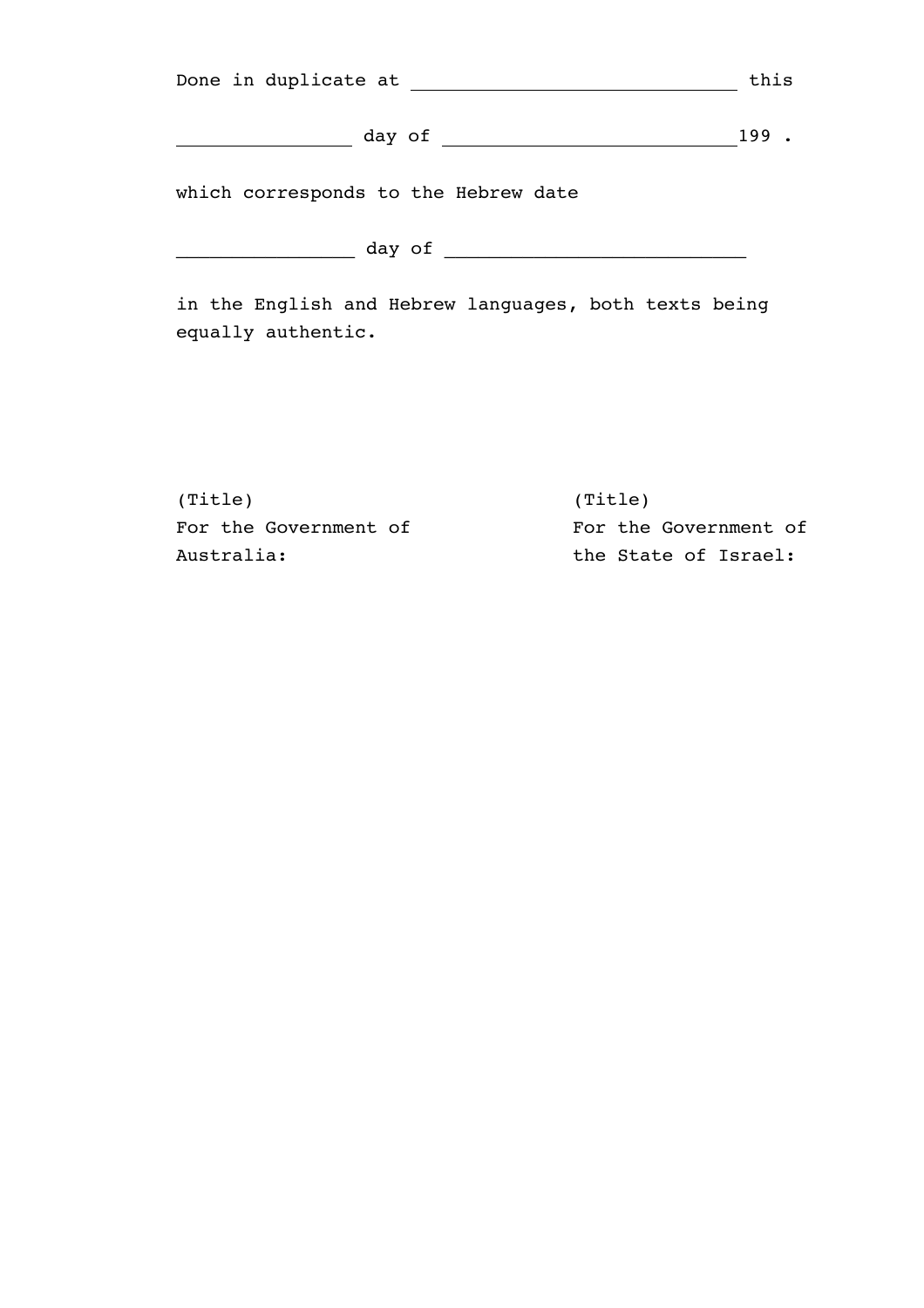Done in duplicate at ______________________________ this

________________ day of ___________________________199 .

which corresponds to the Hebrew date

________________ day of ___________________________

in the English and Hebrew languages, both texts being equally authentic.

| (Title) | (Title) |
|---|---|
| For the Government of Australia: | For the Government of the State of Israel: |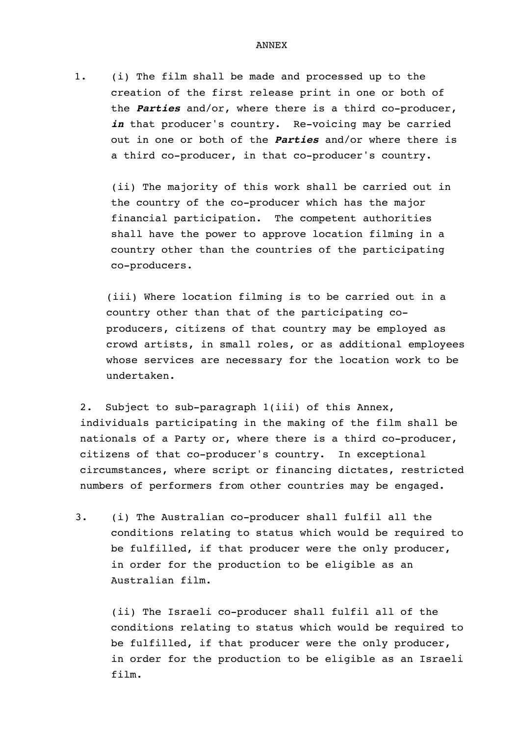# ANNEX

1. (i) The film shall be made and processed up to the creation of the first release print in one or both of the ***Parties*** and/or, where there is a third co-producer, ***in*** that producer's country. Re-voicing may be carried out in one or both of the ***Parties*** and/or where there is a third co-producer, in that co-producer's country.

   (ii) The majority of this work shall be carried out in the country of the co-producer which has the major financial participation. The competent authorities shall have the power to approve location filming in a country other than the countries of the participating co-producers.

   (iii) Where location filming is to be carried out in a country other than that of the participating co-producers, citizens of that country may be employed as crowd artists, in small roles, or as additional employees whose services are necessary for the location work to be undertaken.

2. Subject to sub-paragraph 1(iii) of this Annex, individuals participating in the making of the film shall be nationals of a Party or, where there is a third co-producer, citizens of that co-producer's country. In exceptional circumstances, where script or financing dictates, restricted numbers of performers from other countries may be engaged.

3. (i) The Australian co-producer shall fulfil all the conditions relating to status which would be required to be fulfilled, if that producer were the only producer, in order for the production to be eligible as an Australian film.

   (ii) The Israeli co-producer shall fulfil all of the conditions relating to status which would be required to be fulfilled, if that producer were the only producer, in order for the production to be eligible as an Israeli film.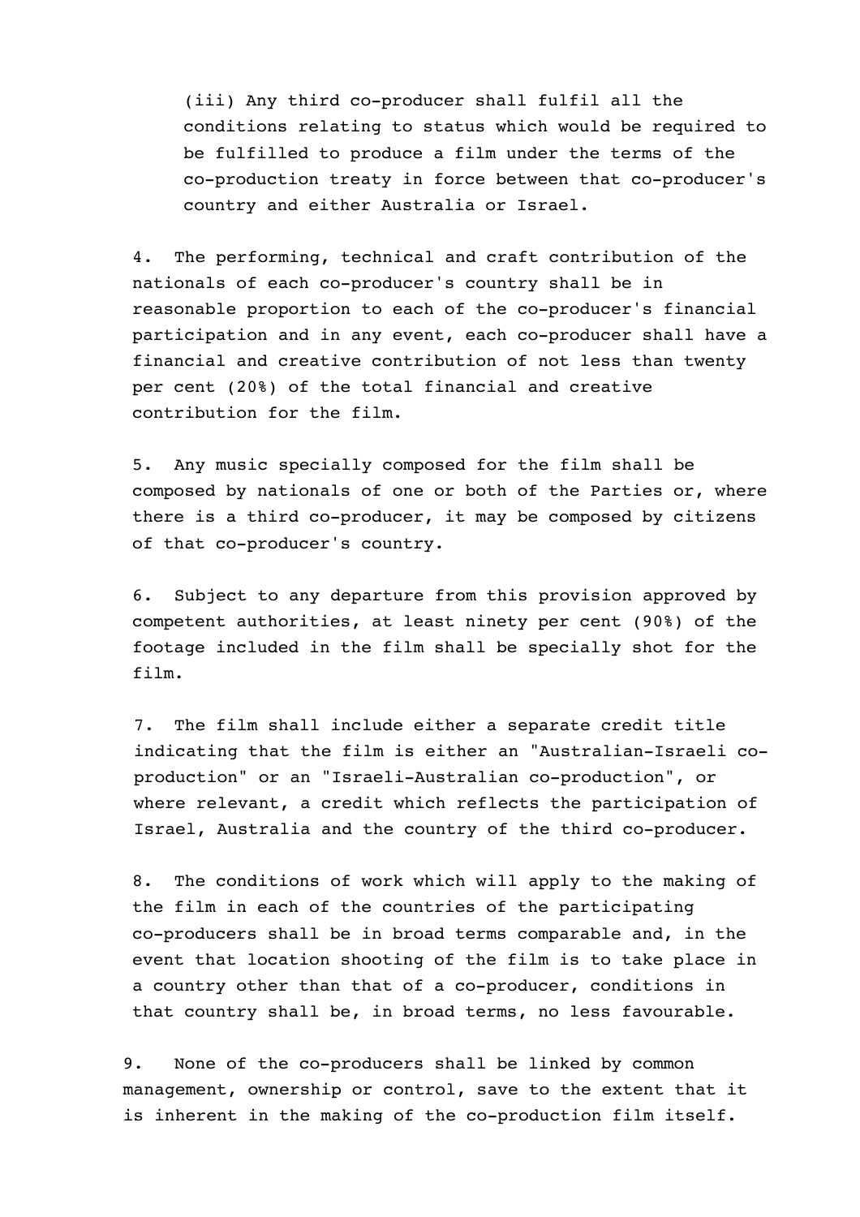(iii) Any third co-producer shall fulfil all the conditions relating to status which would be required to be fulfilled to produce a film under the terms of the co-production treaty in force between that co-producer's country and either Australia or Israel.

4. The performing, technical and craft contribution of the nationals of each co-producer's country shall be in reasonable proportion to each of the co-producer's financial participation and in any event, each co-producer shall have a financial and creative contribution of not less than twenty per cent (20%) of the total financial and creative contribution for the film.

5. Any music specially composed for the film shall be composed by nationals of one or both of the Parties or, where there is a third co-producer, it may be composed by citizens of that co-producer's country.

6. Subject to any departure from this provision approved by competent authorities, at least ninety per cent (90%) of the footage included in the film shall be specially shot for the film.

7. The film shall include either a separate credit title indicating that the film is either an "Australian-Israeli co-production" or an "Israeli-Australian co-production", or where relevant, a credit which reflects the participation of Israel, Australia and the country of the third co-producer.

8. The conditions of work which will apply to the making of the film in each of the countries of the participating co-producers shall be in broad terms comparable and, in the event that location shooting of the film is to take place in a country other than that of a co-producer, conditions in that country shall be, in broad terms, no less favourable.

9. None of the co-producers shall be linked by common management, ownership or control, save to the extent that it is inherent in the making of the co-production film itself.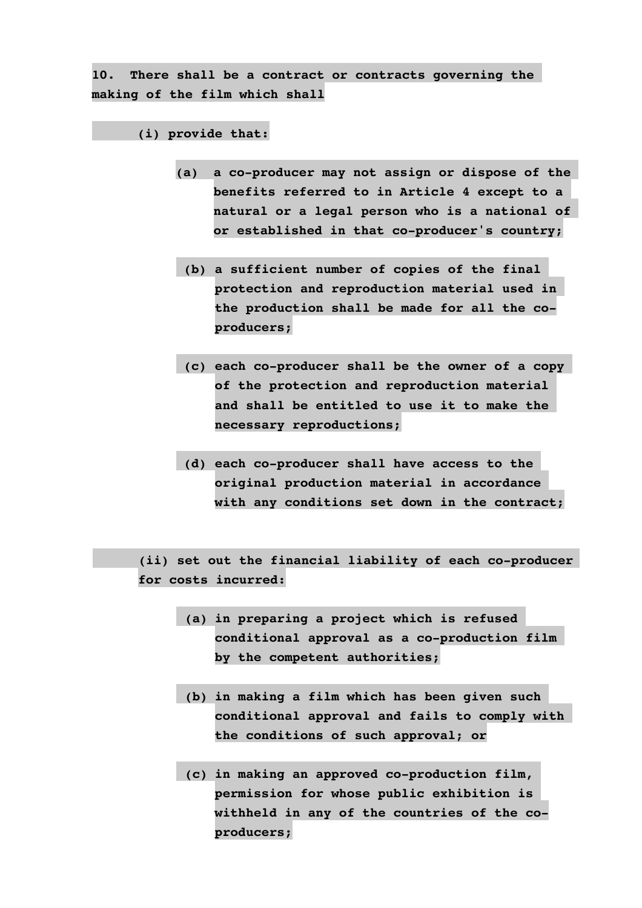**10. There shall be a contract or contracts governing the making of the film which shall**

**(i) provide that:**

- **(a) a co-producer may not assign or dispose of the benefits referred to in Article 4 except to a natural or a legal person who is a national of or established in that co-producer's country;**

- **(b) a sufficient number of copies of the final protection and reproduction material used in the production shall be made for all the co-producers;**

- **(c) each co-producer shall be the owner of a copy of the protection and reproduction material and shall be entitled to use it to make the necessary reproductions;**

- **(d) each co-producer shall have access to the original production material in accordance with any conditions set down in the contract;**

**(ii) set out the financial liability of each co-producer for costs incurred:**

- **(a) in preparing a project which is refused conditional approval as a co-production film by the competent authorities;**

- **(b) in making a film which has been given such conditional approval and fails to comply with the conditions of such approval; or**

- **(c) in making an approved co-production film, permission for whose public exhibition is withheld in any of the countries of the co-producers;**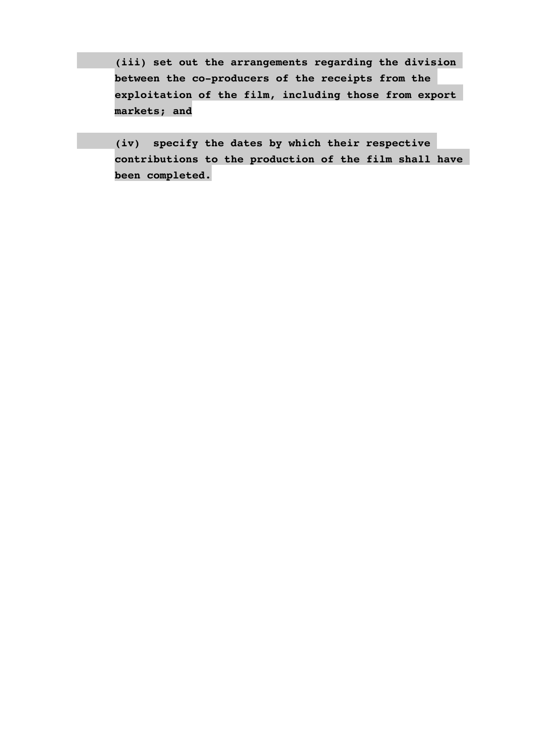**(iii) set out the arrangements regarding the division between the co-producers of the receipts from the exploitation of the film, including those from export markets; and**

**(iv) specify the dates by which their respective contributions to the production of the film shall have been completed.**